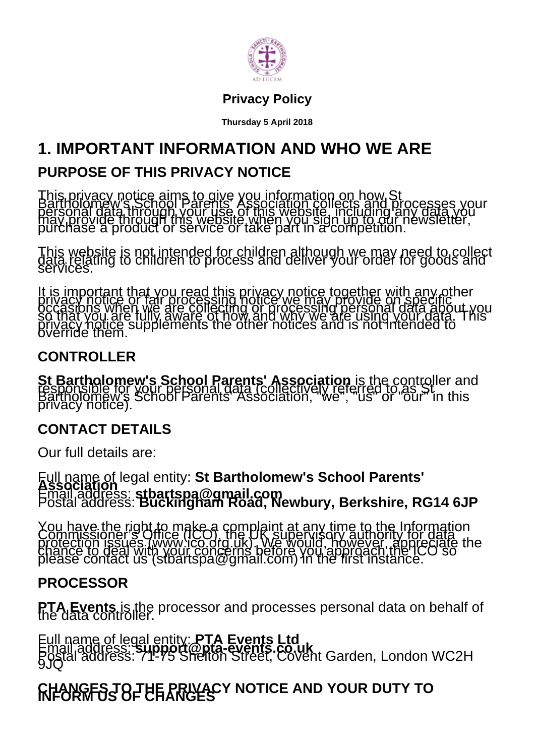**Privacy Policy**

**Thursday 5 April 2018**

# 1. IMPORTANT INFORMATION AND WHO WE ARE

## PURPOSE OF THIS PRIVACY NOTICE

This privacy notice aims to give you information on how St Bartholomew's School Parents' Association collects and processes your personal data through your use of this website, including any data you may provide through this website when you sign up to our newsletter, purchase a product or service or take part in a competition.

This website is not intended for children although we may need to collect data relating to children to process and deliver your order for goods and services.

It is important that you read this privacy notice together with any other privacy notice or fair processing notice we may provide on specific occasions when we are collecting or processing personal data about you so that you are fully aware of how and why we are using your data. This privacy notice supplements the other notices and is not intended to override them.

## CONTROLLER

**St Bartholomew's School Parents' Association** is the controller and responsible for your personal data (collectively referred to as St Bartholomew's School Parents' Association, "we", "us" or "our" in this privacy notice).

## CONTACT DETAILS

Our full details are:

Full name of legal entity: **St Bartholomew's School Parents' Association**
Email address: **stbartspa@gmail.com**
Postal address: **Buckingham Road, Newbury, Berkshire, RG14 6JP**

You have the right to make a complaint at any time to the Information Commissioner's Office (ICO), the UK supervisory authority for data protection issues (www.ico.org.uk). We would, however, appreciate the chance to deal with your concerns before you approach the ICO so please contact us (stbartspa@gmail.com) in the first instance.

## PROCESSOR

**PTA Events** is the processor and processes personal data on behalf of the data controller.

Full name of legal entity: **PTA Events Ltd**
Email address: **support@pta-events.co.uk**
Postal address: 71-75 Shelton Street, Covent Garden, London WC2H 9JQ

## CHANGES TO THE PRIVACY NOTICE AND YOUR DUTY TO INFORM US OF CHANGES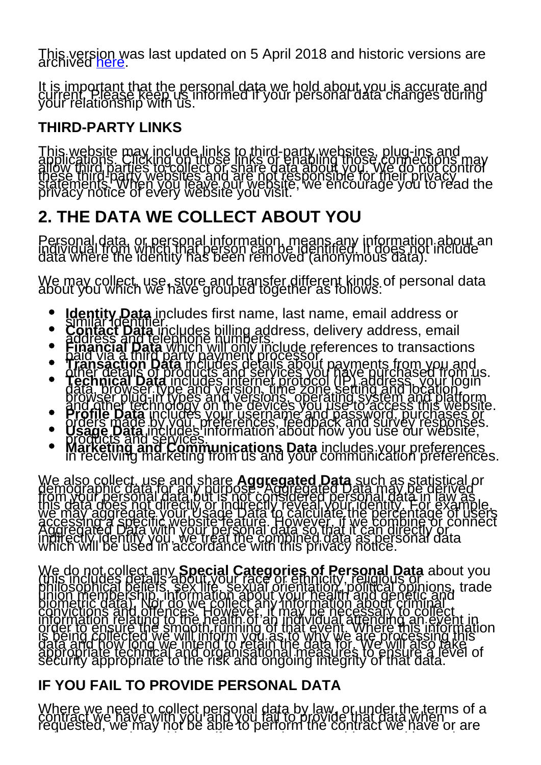This version was last updated on 5 April 2018 and historic versions are archived [here](#).

It is important that the personal data we hold about you is accurate and current. Please keep us informed if your personal data changes during your relationship with us.

### THIRD-PARTY LINKS

This website may include links to third-party websites, plug-ins and applications. Clicking on those links or enabling those connections may allow third parties to collect or share data about you. We do not control these third-party websites and are not responsible for their privacy statements. When you leave our website, we encourage you to read the privacy notice of every website you visit.

## 2. THE DATA WE COLLECT ABOUT YOU

Personal data, or personal information, means any information about an individual from which that person can be identified. It does not include data where the identity has been removed (anonymous data).

We may collect, use, store and transfer different kinds of personal data about you which we have grouped together as follows:

- **Identity Data** includes first name, last name, email address or similar identifier.
- **Contact Data** includes billing address, delivery address, email address and telephone numbers.
- **Financial Data** which will only include references to transactions paid via a third party payment processor.
- **Transaction Data** includes details about payments from you and other details of products and services you have purchased from us.
- **Technical Data** includes internet protocol (IP) address, your login data, browser type and version, time zone setting and location, browser plug-in types and versions, operating system and platform and other technology on the devices you use to access this website.
- **Profile Data** includes your username and password, purchases or orders made by you, preferences, feedback and survey responses.
- **Usage Data** includes information about how you use our website, products and services.
- **Marketing and Communications Data** includes your preferences in receiving marketing from us and your communication preferences.

We also collect, use and share **Aggregated Data** such as statistical or demographic data for any purpose. Aggregated Data may be derived from your personal data but is not considered personal data in law as this data does not directly or indirectly reveal your identity. For example, we may aggregate your Usage Data to calculate the percentage of users accessing a specific website feature. However, if we combine or connect Aggregated Data with your personal data so that it can directly or indirectly identify you, we treat the combined data as personal data which will be used in accordance with this privacy notice.

We do not collect any **Special Categories of Personal Data** about you (this includes details about your race or ethnicity, religious or philosophical beliefs, sex life, sexual orientation, political opinions, trade union membership, information about your health and genetic and biometric data). Nor do we collect any information about criminal convictions and offences. However, it may be necessary to collect information relating to the health of an individual attending an event in order to ensure the smooth running of that event. Where this information is being collected we will inform you as to why we are processing this data and how long we intend to retain the data for. We will also take appropriate technical and organisational measures to ensure a level of security appropriate to the risk and ongoing integrity of that data.

### IF YOU FAIL TO PROVIDE PERSONAL DATA

Where we need to collect personal data by law, or under the terms of a contract we have with you and you fail to provide that data when requested, we may not be able to perform the contract we have or are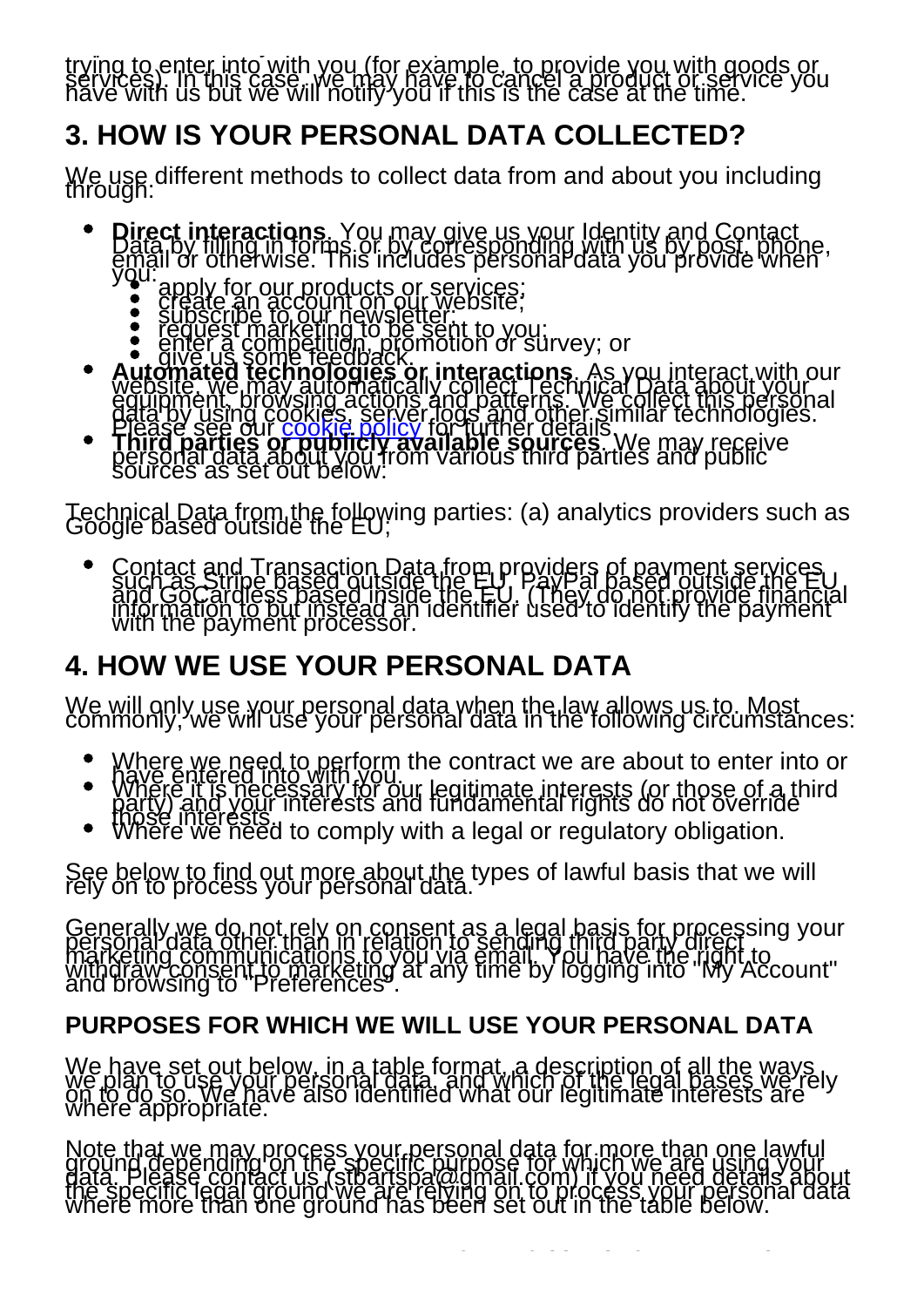trying to enter into with you (for example, to provide you with goods or services). In this case, we may have to cancel a product or service you have with us but we will notify you if this is the case at the time.

## 3. HOW IS YOUR PERSONAL DATA COLLECTED?

We use different methods to collect data from and about you including through:

- **Direct interactions**. You may give us your Identity and Contact Data by filling in forms or by corresponding with us by post, phone, email or otherwise. This includes personal data you provide when you:
  - apply for our products or services;
  - create an account on our website;
  - subscribe to our newsletter;
  - request marketing to be sent to you;
  - enter a competition, promotion or survey; or
  - give us some feedback.
- **Automated technologies or interactions**. As you interact with our website, we may automatically collect Technical Data about your equipment, browsing actions and patterns. We collect this personal data by using cookies, server logs and other similar technologies. Please see our cookie policy for further details.
- **Third parties or publicly available sources**. We may receive personal data about you from various third parties and public sources as set out below:

Technical Data from the following parties: (a) analytics providers such as Google based outside the EU;

- Contact and Transaction Data from providers of payment services such as Stripe based outside the EU, PayPal based outside the EU and GoCardless based inside the EU. (They do not provide financial information to but instead an identifier used to identify the payment with the payment processor.

## 4. HOW WE USE YOUR PERSONAL DATA

We will only use your personal data when the law allows us to. Most commonly, we will use your personal data in the following circumstances:

- Where we need to perform the contract we are about to enter into or have entered into with you.
- Where it is necessary for our legitimate interests (or those of a third party) and your interests and fundamental rights do not override those interests.
- Where we need to comply with a legal or regulatory obligation.

See below to find out more about the types of lawful basis that we will rely on to process your personal data.

Generally we do not rely on consent as a legal basis for processing your personal data other than in relation to sending third party direct marketing communications to you via email. You have the right to withdraw consent to marketing at any time by logging into "My Account" and browsing to "Preferences".

### PURPOSES FOR WHICH WE WILL USE YOUR PERSONAL DATA

We have set out below, in a table format, a description of all the ways we plan to use your personal data, and which of the legal bases we rely on to do so. We have also identified what our legitimate interests are where appropriate.

Note that we may process your personal data for more than one lawful ground depending on the specific purpose for which we are using your data. Please contact us (stbartspa@gmail.com) if you need details about the specific legal ground we are relying on to process your personal data where more than one ground has been set out in the table below.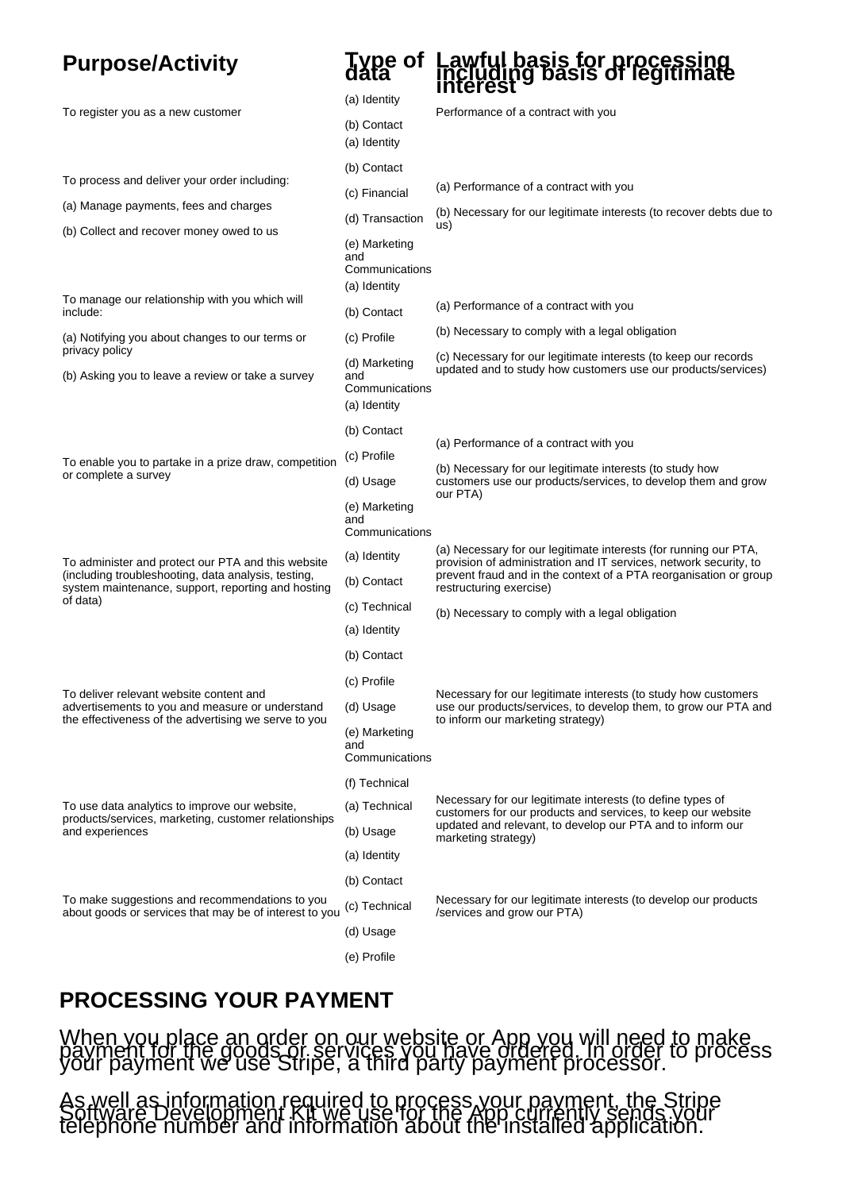| Purpose/Activity | Type of data | Lawful basis for processing including basis of legitimate interest |
|---|---|---|
| To register you as a new customer | (a) Identity<br>(b) Contact | Performance of a contract with you |
| To process and deliver your order including:<br>(a) Manage payments, fees and charges<br>(b) Collect and recover money owed to us | (a) Identity<br>(b) Contact<br>(c) Financial<br>(d) Transaction<br>(e) Marketing and Communications | (a) Performance of a contract with you<br>(b) Necessary for our legitimate interests (to recover debts due to us) |
| To manage our relationship with you which will include:<br>(a) Notifying you about changes to our terms or privacy policy<br>(b) Asking you to leave a review or take a survey | (a) Identity<br>(b) Contact<br>(c) Profile<br>(d) Marketing and Communications | (a) Performance of a contract with you<br>(b) Necessary to comply with a legal obligation<br>(c) Necessary for our legitimate interests (to keep our records updated and to study how customers use our products/services) |
| To enable you to partake in a prize draw, competition or complete a survey | (a) Identity<br>(b) Contact<br>(c) Profile<br>(d) Usage<br>(e) Marketing and Communications | (a) Performance of a contract with you<br>(b) Necessary for our legitimate interests (to study how customers use our products/services, to develop them and grow our PTA) |
| To administer and protect our PTA and this website (including troubleshooting, data analysis, testing, system maintenance, support, reporting and hosting of data) | (a) Identity<br>(b) Contact<br>(c) Technical | (a) Necessary for our legitimate interests (for running our PTA, provision of administration and IT services, network security, to prevent fraud and in the context of a PTA reorganisation or group restructuring exercise)<br>(b) Necessary to comply with a legal obligation |
| To deliver relevant website content and advertisements to you and measure or understand the effectiveness of the advertising we serve to you | (a) Identity<br>(b) Contact<br>(c) Profile<br>(d) Usage<br>(e) Marketing and Communications<br>(f) Technical | Necessary for our legitimate interests (to study how customers use our products/services, to develop them, to grow our PTA and to inform our marketing strategy) |
| To use data analytics to improve our website, products/services, marketing, customer relationships and experiences | (a) Technical<br>(b) Usage | Necessary for our legitimate interests (to define types of customers for our products and services, to keep our website updated and relevant, to develop our PTA and to inform our marketing strategy) |
| To make suggestions and recommendations to you about goods or services that may be of interest to you | (a) Identity<br>(b) Contact<br>(c) Technical<br>(d) Usage<br>(e) Profile | Necessary for our legitimate interests (to develop our products /services and grow our PTA) |

## PROCESSING YOUR PAYMENT

When you place an order on our website or App you will need to make payment for the goods or services you have ordered. In order to process your payment we use Stripe, a third party payment processor.

As well as information required to process your payment, the Stripe Software Development Kit we use for the App currently sends your telephone number and information about the installed application.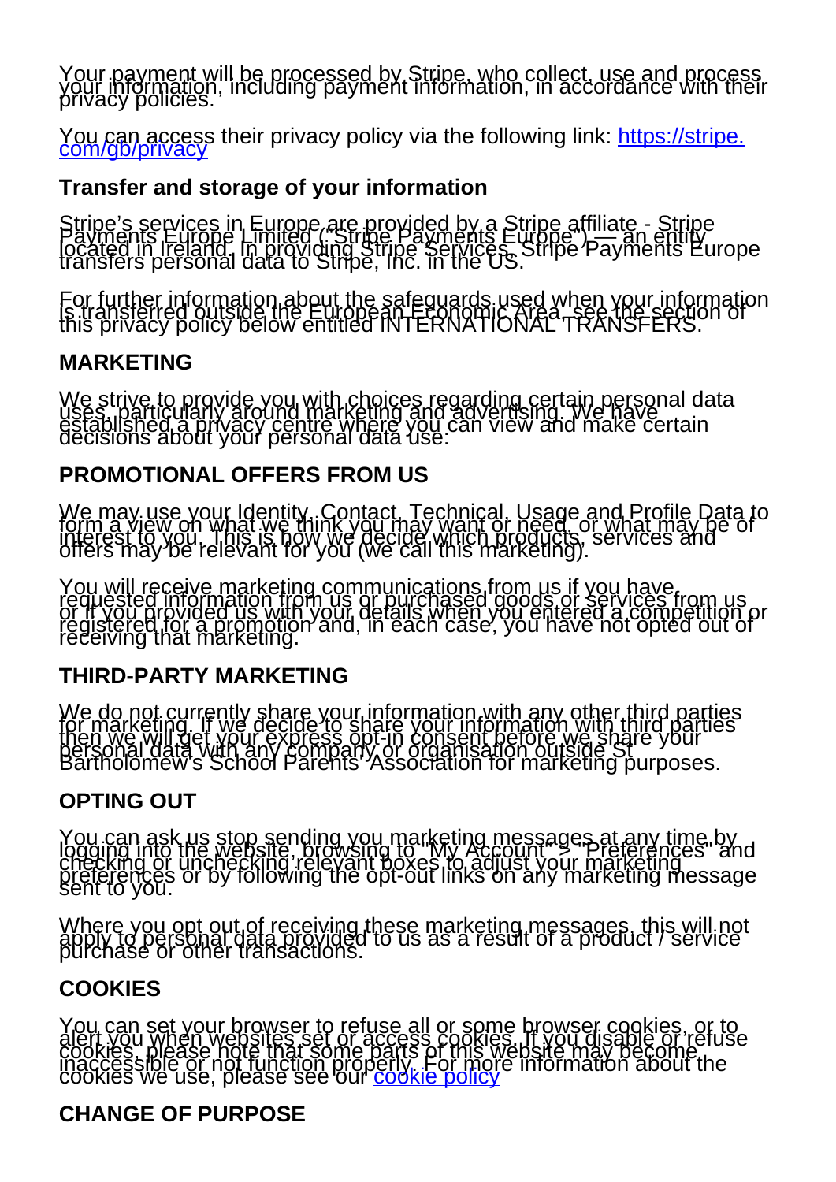Your payment will be processed by Stripe, who collect, use and process your information, including payment information, in accordance with their privacy policies.

You can access their privacy policy via the following link: [https://stripe.com/gb/privacy](https://stripe.com/gb/privacy)

### Transfer and storage of your information

Stripe's services in Europe are provided by a Stripe affiliate - Stripe Payments Europe Limited ("Stripe Payments Europe") — an entity located in Ireland. In providing Stripe Services, Stripe Payments Europe transfers personal data to Stripe, Inc. in the US.

For further information about the safeguards used when your information is transferred outside the European Economic Area, see the section of this privacy policy below entitled INTERNATIONAL TRANSFERS.

### MARKETING

We strive to provide you with choices regarding certain personal data uses, particularly around marketing and advertising. We have established a privacy centre where you can view and make certain decisions about your personal data use:

### PROMOTIONAL OFFERS FROM US

We may use your Identity, Contact, Technical, Usage and Profile Data to form a view on what we think you may want or need, or what may be of interest to you. This is how we decide which products, services and offers may be relevant for you (we call this marketing).

You will receive marketing communications from us if you have requested information from us or purchased goods or services from us or if you provided us with your details when you entered a competition or registered for a promotion and, in each case, you have not opted out of receiving that marketing.

### THIRD-PARTY MARKETING

We do not currently share your information with any other third parties for marketing. If we decide to share your information with third parties then we will get your express opt-in consent before we share your personal data with any company or organisation outside St Bartholomew's School Parents' Association for marketing purposes.

### OPTING OUT

You can ask us stop sending you marketing messages at any time by logging into the website, browsing to "My Account" > "Preferences" and checking or unchecking relevant boxes to adjust your marketing preferences or by following the opt-out links on any marketing message sent to you.

Where you opt out of receiving these marketing messages, this will not apply to personal data provided to us as a result of a product / service purchase or other transactions.

### COOKIES

You can set your browser to refuse all or some browser cookies, or to alert you when websites set or access cookies. If you disable or refuse cookies, please note that some parts of this website may become inaccessible or not function properly. For more information about the cookies we use, please see our [cookie policy]()

### CHANGE OF PURPOSE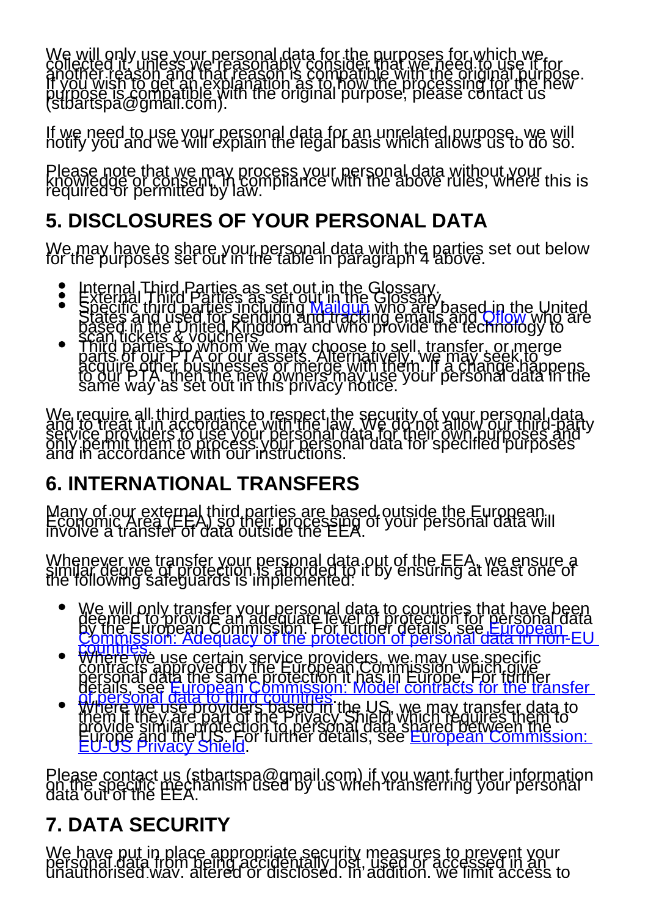We will only use your personal data for the purposes for which we collected it, unless we reasonably consider that we need to use it for another reason and that reason is compatible with the original purpose. If you wish to get an explanation as to how the processing for the new purpose is compatible with the original purpose, please contact us (stbartspa@gmail.com).

If we need to use your personal data for an unrelated purpose, we will notify you and we will explain the legal basis which allows us to do so.

Please note that we may process your personal data without your knowledge or consent, in compliance with the above rules, where this is required or permitted by law.

## 5. DISCLOSURES OF YOUR PERSONAL DATA

We may have to share your personal data with the parties set out below for the purposes set out in the table in paragraph 4 above.

- Internal Third Parties as set out in the Glossary.
- External Third Parties as set out in the Glossary.
- Specific third parties including Mailgun who are based in the United States and used for sending and tracking emails and Qflow who are based in the United Kingdom and who provide the technology to scan tickets & vouchers.
- Third parties to whom we may choose to sell, transfer, or merge parts of our PTA or our assets. Alternatively, we may seek to acquire other businesses or merge with them. If a change happens to our PTA, then the new owners may use your personal data in the same way as set out in this privacy notice.

We require all third parties to respect the security of your personal data and to treat it in accordance with the law. We do not allow our third-party service providers to use your personal data for their own purposes and only permit them to process your personal data for specified purposes and in accordance with our instructions.

## 6. INTERNATIONAL TRANSFERS

Many of our external third parties are based outside the European Economic Area (EEA) so their processing of your personal data will involve a transfer of data outside the EEA.

Whenever we transfer your personal data out of the EEA, we ensure a similar degree of protection is afforded to it by ensuring at least one of the following safeguards is implemented:

- We will only transfer your personal data to countries that have been deemed to provide an adequate level of protection for personal data by the European Commission. For further details, see European Commission: Adequacy of the protection of personal data in non-EU countries.
- Where we use certain service providers, we may use specific contracts approved by the European Commission which give personal data the same protection it has in Europe. For further details, see European Commission: Model contracts for the transfer of personal data to third countries.
- Where we use providers based in the US, we may transfer data to them if they are part of the Privacy Shield which requires them to provide similar protection to personal data shared between the Europe and the US. For further details, see European Commission: EU-US Privacy Shield.

Please contact us (stbartspa@gmail.com) if you want further information on the specific mechanism used by us when transferring your personal data out of the EEA.

## 7. DATA SECURITY

We have put in place appropriate security measures to prevent your personal data from being accidentally lost, used or accessed in an unauthorised way, altered or disclosed. In addition, we limit access to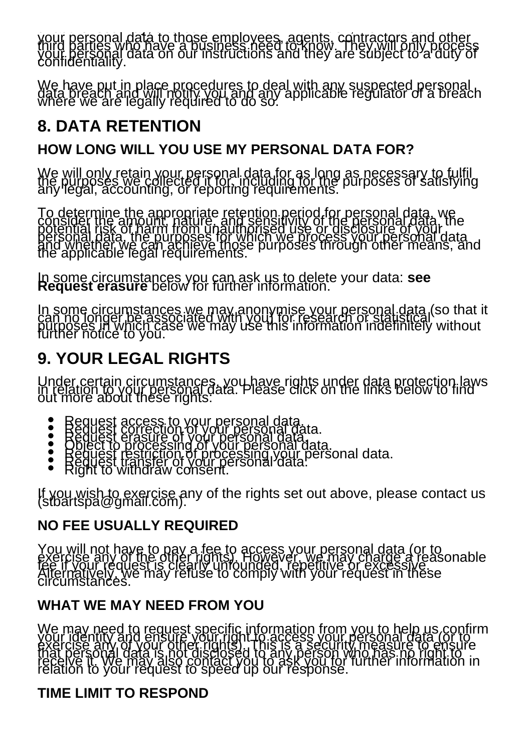your personal data to those employees, agents, contractors and other third parties who have a business need to know. They will only process your personal data on our instructions and they are subject to a duty of confidentiality.

We have put in place procedures to deal with any suspected personal data breach and will notify you and any applicable regulator of a breach where we are legally required to do so.

## 8. DATA RETENTION

### HOW LONG WILL YOU USE MY PERSONAL DATA FOR?

We will only retain your personal data for as long as necessary to fulfil the purposes we collected it for, including for the purposes of satisfying any legal, accounting, or reporting requirements.

To determine the appropriate retention period for personal data, we consider the amount, nature, and sensitivity of the personal data, the potential risk of harm from unauthorised use or disclosure of your personal data, the purposes for which we process your personal data and whether we can achieve those purposes through other means, and the applicable legal requirements.

In some circumstances you can ask us to delete your data: **see Request erasure** below for further information.

In some circumstances we may anonymise your personal data (so that it can no longer be associated with you) for research or statistical purposes in which case we may use this information indefinitely without further notice to you.

## 9. YOUR LEGAL RIGHTS

Under certain circumstances, you have rights under data protection laws in relation to your personal data. Please click on the links below to find out more about these rights:

- Request access to your personal data.
- Request correction of your personal data.
- Request erasure of your personal data.
- Object to processing of your personal data.
- Request restriction of processing your personal data.
- Request transfer of your personal data.
- Right to withdraw consent.

If you wish to exercise any of the rights set out above, please contact us (stbartspa@gmail.com).

### NO FEE USUALLY REQUIRED

You will not have to pay a fee to access your personal data (or to exercise any of the other rights). However, we may charge a reasonable fee if your request is clearly unfounded, repetitive or excessive. Alternatively, we may refuse to comply with your request in these circumstances.

### WHAT WE MAY NEED FROM YOU

We may need to request specific information from you to help us confirm your identity and ensure your right to access your personal data (or to exercise any of your other rights). This is a security measure to ensure that personal data is not disclosed to any person who has no right to receive it. We may also contact you to ask you for further information in relation to your request to speed up our response.

### TIME LIMIT TO RESPOND